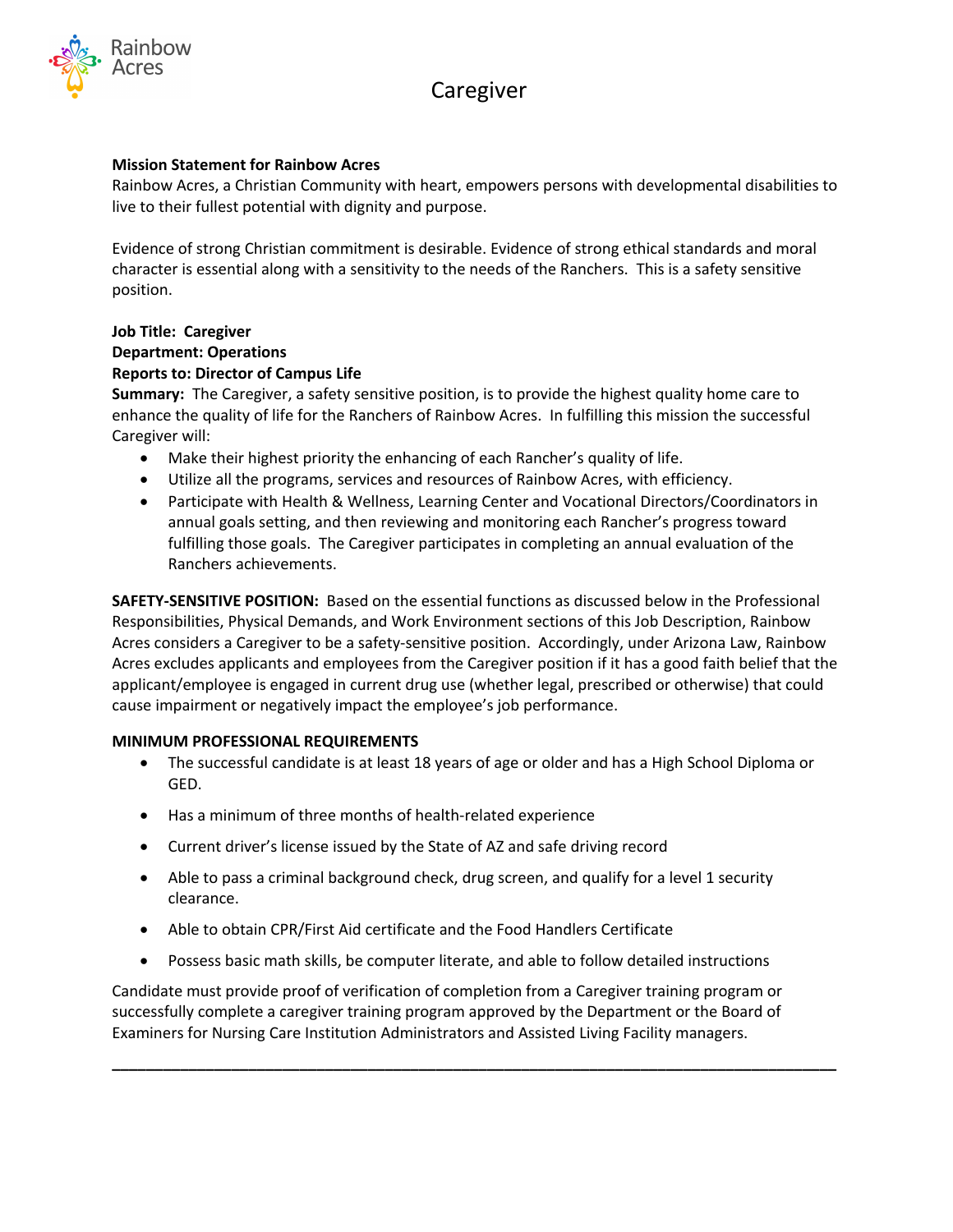Rainbow Acres

# Caregiver

**Mission Statement for Rainbow Acres**
Rainbow Acres, a Christian Community with heart, empowers persons with developmental disabilities to live to their fullest potential with dignity and purpose.

Evidence of strong Christian commitment is desirable. Evidence of strong ethical standards and moral character is essential along with a sensitivity to the needs of the Ranchers. This is a safety sensitive position.

**Job Title: Caregiver**
**Department: Operations**
**Reports to: Director of Campus Life**
**Summary:** The Caregiver, a safety sensitive position, is to provide the highest quality home care to enhance the quality of life for the Ranchers of Rainbow Acres. In fulfilling this mission the successful Caregiver will:

- Make their highest priority the enhancing of each Rancher's quality of life.
- Utilize all the programs, services and resources of Rainbow Acres, with efficiency.
- Participate with Health & Wellness, Learning Center and Vocational Directors/Coordinators in annual goals setting, and then reviewing and monitoring each Rancher's progress toward fulfilling those goals. The Caregiver participates in completing an annual evaluation of the Ranchers achievements.

**SAFETY-SENSITIVE POSITION:** Based on the essential functions as discussed below in the Professional Responsibilities, Physical Demands, and Work Environment sections of this Job Description, Rainbow Acres considers a Caregiver to be a safety-sensitive position. Accordingly, under Arizona Law, Rainbow Acres excludes applicants and employees from the Caregiver position if it has a good faith belief that the applicant/employee is engaged in current drug use (whether legal, prescribed or otherwise) that could cause impairment or negatively impact the employee's job performance.

**MINIMUM PROFESSIONAL REQUIREMENTS**

- The successful candidate is at least 18 years of age or older and has a High School Diploma or GED.
- Has a minimum of three months of health-related experience
- Current driver's license issued by the State of AZ and safe driving record
- Able to pass a criminal background check, drug screen, and qualify for a level 1 security clearance.
- Able to obtain CPR/First Aid certificate and the Food Handlers Certificate
- Possess basic math skills, be computer literate, and able to follow detailed instructions

Candidate must provide proof of verification of completion from a Caregiver training program or successfully complete a caregiver training program approved by the Department or the Board of Examiners for Nursing Care Institution Administrators and Assisted Living Facility managers.

---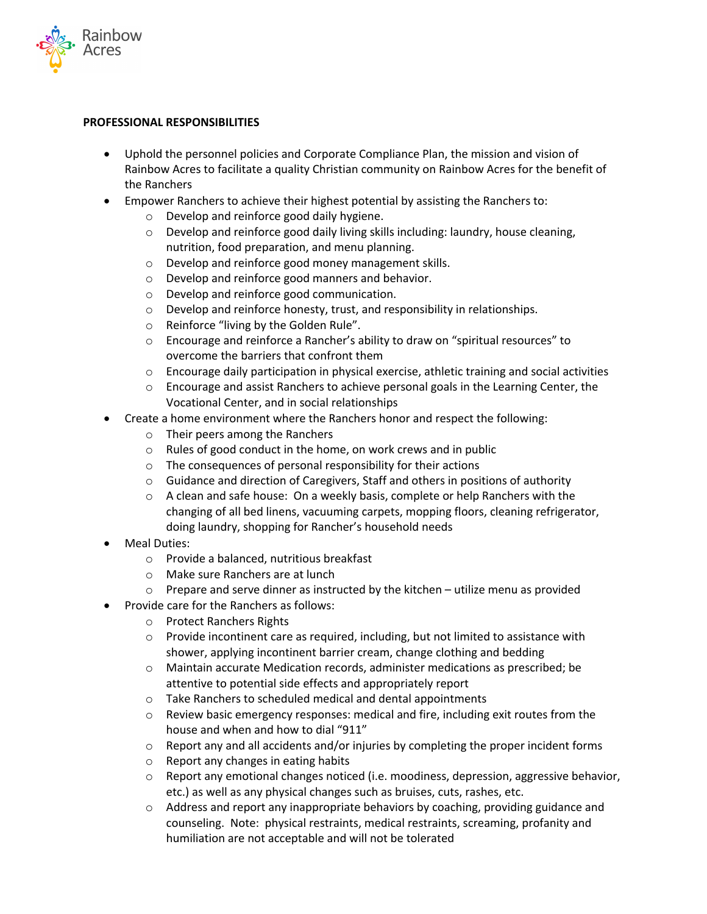**PROFESSIONAL RESPONSIBILITIES**

- Uphold the personnel policies and Corporate Compliance Plan, the mission and vision of Rainbow Acres to facilitate a quality Christian community on Rainbow Acres for the benefit of the Ranchers
- Empower Ranchers to achieve their highest potential by assisting the Ranchers to:
    - Develop and reinforce good daily hygiene.
    - Develop and reinforce good daily living skills including: laundry, house cleaning, nutrition, food preparation, and menu planning.
    - Develop and reinforce good money management skills.
    - Develop and reinforce good manners and behavior.
    - Develop and reinforce good communication.
    - Develop and reinforce honesty, trust, and responsibility in relationships.
    - Reinforce "living by the Golden Rule".
    - Encourage and reinforce a Rancher's ability to draw on "spiritual resources" to overcome the barriers that confront them
    - Encourage daily participation in physical exercise, athletic training and social activities
    - Encourage and assist Ranchers to achieve personal goals in the Learning Center, the Vocational Center, and in social relationships
- Create a home environment where the Ranchers honor and respect the following:
    - Their peers among the Ranchers
    - Rules of good conduct in the home, on work crews and in public
    - The consequences of personal responsibility for their actions
    - Guidance and direction of Caregivers, Staff and others in positions of authority
    - A clean and safe house: On a weekly basis, complete or help Ranchers with the changing of all bed linens, vacuuming carpets, mopping floors, cleaning refrigerator, doing laundry, shopping for Rancher's household needs
- Meal Duties:
    - Provide a balanced, nutritious breakfast
    - Make sure Ranchers are at lunch
    - Prepare and serve dinner as instructed by the kitchen – utilize menu as provided
- Provide care for the Ranchers as follows:
    - Protect Ranchers Rights
    - Provide incontinent care as required, including, but not limited to assistance with shower, applying incontinent barrier cream, change clothing and bedding
    - Maintain accurate Medication records, administer medications as prescribed; be attentive to potential side effects and appropriately report
    - Take Ranchers to scheduled medical and dental appointments
    - Review basic emergency responses: medical and fire, including exit routes from the house and when and how to dial "911"
    - Report any and all accidents and/or injuries by completing the proper incident forms
    - Report any changes in eating habits
    - Report any emotional changes noticed (i.e. moodiness, depression, aggressive behavior, etc.) as well as any physical changes such as bruises, cuts, rashes, etc.
    - Address and report any inappropriate behaviors by coaching, providing guidance and counseling. Note: physical restraints, medical restraints, screaming, profanity and humiliation are not acceptable and will not be tolerated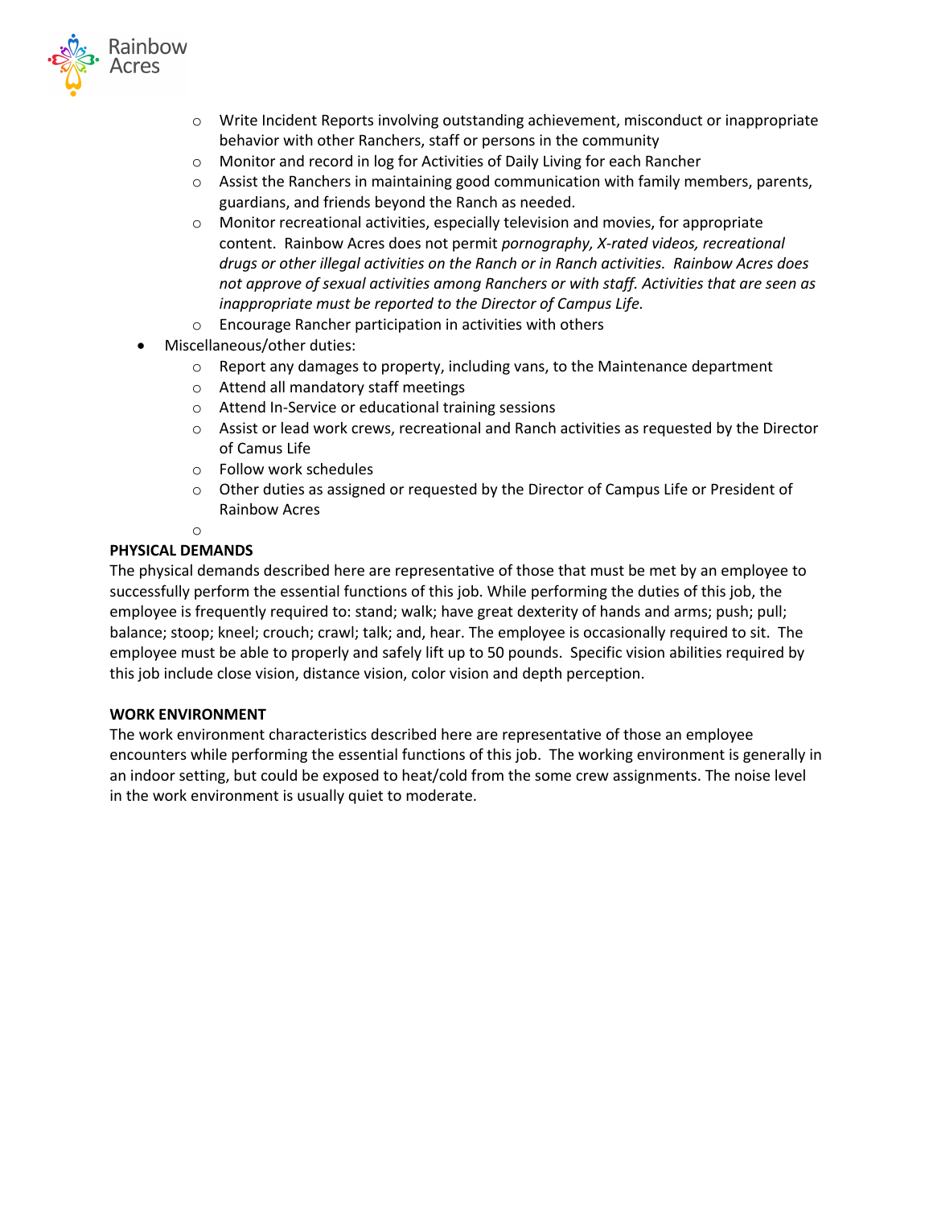- Write Incident Reports involving outstanding achievement, misconduct or inappropriate behavior with other Ranchers, staff or persons in the community
    - Monitor and record in log for Activities of Daily Living for each Rancher
    - Assist the Ranchers in maintaining good communication with family members, parents, guardians, and friends beyond the Ranch as needed.
    - Monitor recreational activities, especially television and movies, for appropriate content. Rainbow Acres does not permit *pornography, X-rated videos, recreational drugs or other illegal activities on the Ranch or in Ranch activities. Rainbow Acres does not approve of sexual activities among Ranchers or with staff. Activities that are seen as inappropriate must be reported to the Director of Campus Life.*
    - Encourage Rancher participation in activities with others
- Miscellaneous/other duties:
    - Report any damages to property, including vans, to the Maintenance department
    - Attend all mandatory staff meetings
    - Attend In-Service or educational training sessions
    - Assist or lead work crews, recreational and Ranch activities as requested by the Director of Camus Life
    - Follow work schedules
    - Other duties as assigned or requested by the Director of Campus Life or President of Rainbow Acres

**PHYSICAL DEMANDS**

The physical demands described here are representative of those that must be met by an employee to successfully perform the essential functions of this job. While performing the duties of this job, the employee is frequently required to: stand; walk; have great dexterity of hands and arms; push; pull; balance; stoop; kneel; crouch; crawl; talk; and, hear. The employee is occasionally required to sit. The employee must be able to properly and safely lift up to 50 pounds. Specific vision abilities required by this job include close vision, distance vision, color vision and depth perception.

**WORK ENVIRONMENT**

The work environment characteristics described here are representative of those an employee encounters while performing the essential functions of this job. The working environment is generally in an indoor setting, but could be exposed to heat/cold from the some crew assignments. The noise level in the work environment is usually quiet to moderate.